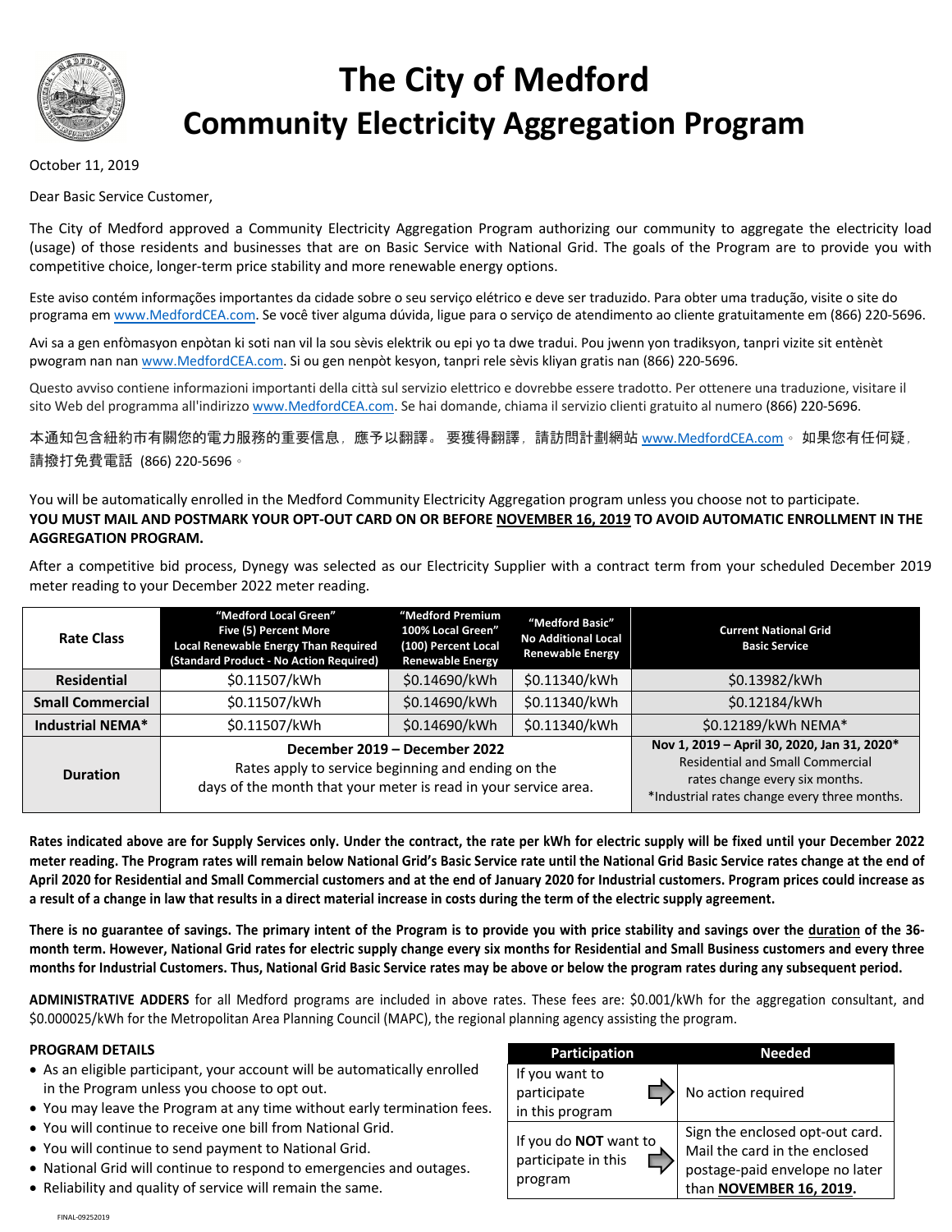# The City of Medford
# Community Electricity Aggregation Program

October 11, 2019

Dear Basic Service Customer,

The City of Medford approved a Community Electricity Aggregation Program authorizing our community to aggregate the electricity load (usage) of those residents and businesses that are on Basic Service with National Grid. The goals of the Program are to provide you with competitive choice, longer-term price stability and more renewable energy options.

Este aviso contém informações importantes da cidade sobre o seu serviço elétrico e deve ser traduzido. Para obter uma tradução, visite o site do programa em www.MedfordCEA.com. Se você tiver alguma dúvida, ligue para o serviço de atendimento ao cliente gratuitamente em (866) 220-5696.

Avi sa a gen enfòmasyon enpòtan ki soti nan vil la sou sèvis elektrik ou epi yo ta dwe tradui. Pou jwenn yon tradiksyon, tanpri vizite sit entènèt pwogram nan nan www.MedfordCEA.com. Si ou gen nenpòt kesyon, tanpri rele sèvis kliyan gratis nan (866) 220-5696.

Questo avviso contiene informazioni importanti della città sul servizio elettrico e dovrebbe essere tradotto. Per ottenere una traduzione, visitare il sito Web del programma all'indirizzo www.MedfordCEA.com. Se hai domande, chiama il servizio clienti gratuito al numero (866) 220-5696.

本通知包含紐約市有關您的電力服務的重要信息，應予以翻譯。 要獲得翻譯，請訪問計劃網站 www.MedfordCEA.com。 如果您有任何疑，請撥打免費電話 (866) 220-5696。

You will be automatically enrolled in the Medford Community Electricity Aggregation program unless you choose not to participate.
**YOU MUST MAIL AND POSTMARK YOUR OPT-OUT CARD ON OR BEFORE NOVEMBER 16, 2019 TO AVOID AUTOMATIC ENROLLMENT IN THE AGGREGATION PROGRAM.**

After a competitive bid process, Dynegy was selected as our Electricity Supplier with a contract term from your scheduled December 2019 meter reading to your December 2022 meter reading.

| Rate Class | "Medford Local Green" Five (5) Percent More Local Renewable Energy Than Required (Standard Product - No Action Required) | "Medford Premium 100% Local Green" (100) Percent Local Renewable Energy | "Medford Basic" No Additional Local Renewable Energy | Current National Grid Basic Service |
|---|---|---|---|---|
| **Residential** | $0.11507/kWh | $0.14690/kWh | $0.11340/kWh | $0.13982/kWh |
| **Small Commercial** | $0.11507/kWh | $0.14690/kWh | $0.11340/kWh | $0.12184/kWh |
| **Industrial NEMA*** | $0.11507/kWh | $0.14690/kWh | $0.11340/kWh | $0.12189/kWh NEMA* |
| **Duration** | **December 2019 – December 2022** Rates apply to service beginning and ending on the days of the month that your meter is read in your service area. | | | **Nov 1, 2019 – April 30, 2020, Jan 31, 2020*** Residential and Small Commercial rates change every six months. *Industrial rates change every three months. |

**Rates indicated above are for Supply Services only. Under the contract, the rate per kWh for electric supply will be fixed until your December 2022 meter reading. The Program rates will remain below National Grid's Basic Service rate until the National Grid Basic Service rates change at the end of April 2020 for Residential and Small Commercial customers and at the end of January 2020 for Industrial customers. Program prices could increase as a result of a change in law that results in a direct material increase in costs during the term of the electric supply agreement.**

**There is no guarantee of savings. The primary intent of the Program is to provide you with price stability and savings over the duration of the 36-month term. However, National Grid rates for electric supply change every six months for Residential and Small Business customers and every three months for Industrial Customers. Thus, National Grid Basic Service rates may be above or below the program rates during any subsequent period.**

**ADMINISTRATIVE ADDERS** for all Medford programs are included in above rates. These fees are: $0.001/kWh for the aggregation consultant, and $0.000025/kWh for the Metropolitan Area Planning Council (MAPC), the regional planning agency assisting the program.

**PROGRAM DETAILS**

- As an eligible participant, your account will be automatically enrolled in the Program unless you choose to opt out.
- You may leave the Program at any time without early termination fees.
- You will continue to receive one bill from National Grid.
- You will continue to send payment to National Grid.
- National Grid will continue to respond to emergencies and outages.
- Reliability and quality of service will remain the same.

| Participation | Needed |
|---|---|
| If you want to participate in this program | No action required |
| If you do **NOT** want to participate in this program | Sign the enclosed opt-out card. Mail the card in the enclosed postage-paid envelope no later than **NOVEMBER 16, 2019.** |

FINAL-09252019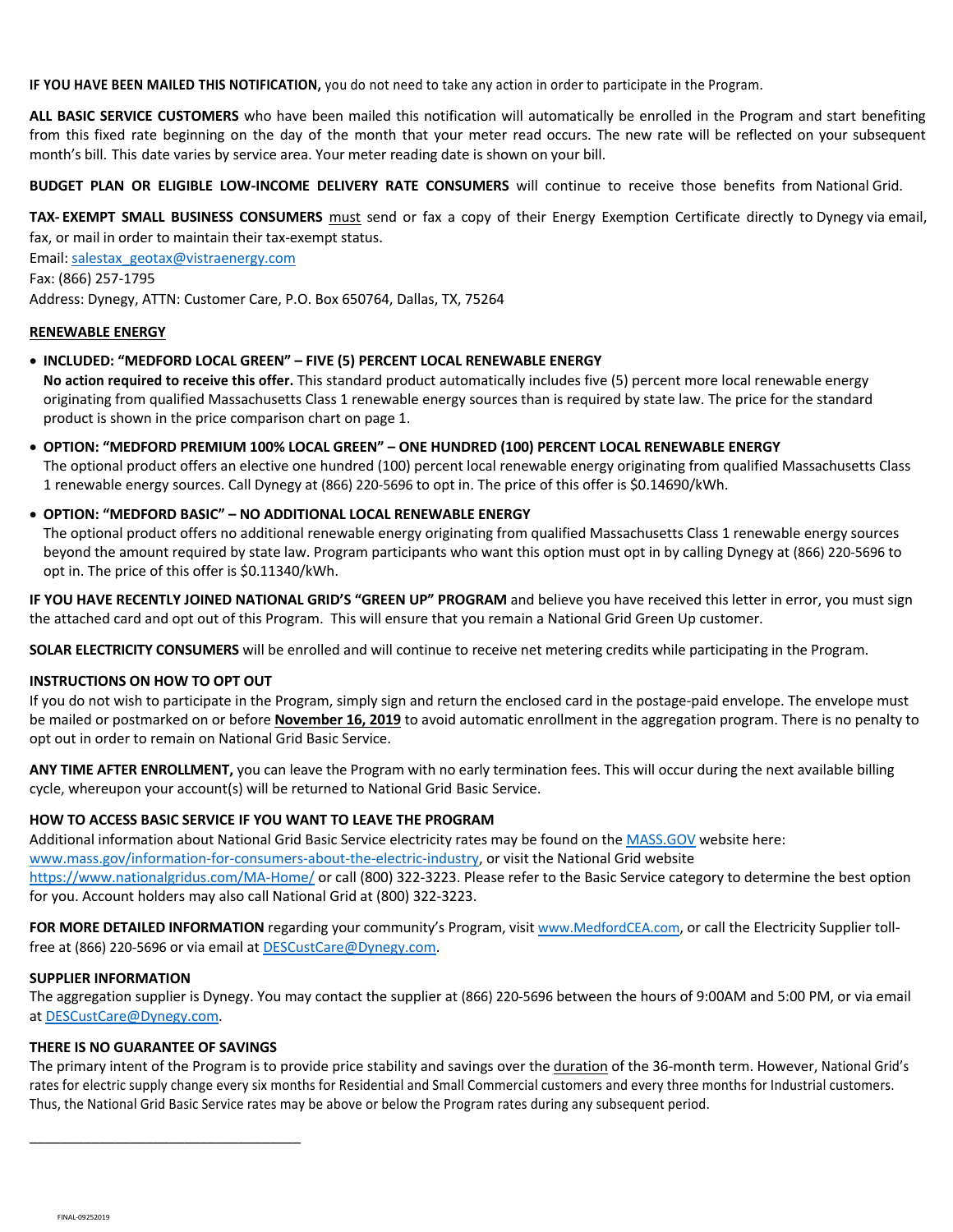**IF YOU HAVE BEEN MAILED THIS NOTIFICATION,** you do not need to take any action in order to participate in the Program.

**ALL BASIC SERVICE CUSTOMERS** who have been mailed this notification will automatically be enrolled in the Program and start benefiting from this fixed rate beginning on the day of the month that your meter read occurs. The new rate will be reflected on your subsequent month's bill. This date varies by service area. Your meter reading date is shown on your bill.

**BUDGET PLAN OR ELIGIBLE LOW-INCOME DELIVERY RATE CONSUMERS** will continue to receive those benefits from National Grid.

**TAX- EXEMPT SMALL BUSINESS CONSUMERS** must send or fax a copy of their Energy Exemption Certificate directly to Dynegy via email, fax, or mail in order to maintain their tax-exempt status.
Email: salestax_geotax@vistraenergy.com
Fax: (866) 257-1795
Address: Dynegy, ATTN: Customer Care, P.O. Box 650764, Dallas, TX, 75264

**RENEWABLE ENERGY**

- **INCLUDED: "MEDFORD LOCAL GREEN" – FIVE (5) PERCENT LOCAL RENEWABLE ENERGY**
  **No action required to receive this offer.** This standard product automatically includes five (5) percent more local renewable energy originating from qualified Massachusetts Class 1 renewable energy sources than is required by state law. The price for the standard product is shown in the price comparison chart on page 1.
- **OPTION: "MEDFORD PREMIUM 100% LOCAL GREEN" – ONE HUNDRED (100) PERCENT LOCAL RENEWABLE ENERGY**
  The optional product offers an elective one hundred (100) percent local renewable energy originating from qualified Massachusetts Class 1 renewable energy sources. Call Dynegy at (866) 220-5696 to opt in. The price of this offer is $0.14690/kWh.
- **OPTION: "MEDFORD BASIC" – NO ADDITIONAL LOCAL RENEWABLE ENERGY**
  The optional product offers no additional renewable energy originating from qualified Massachusetts Class 1 renewable energy sources beyond the amount required by state law. Program participants who want this option must opt in by calling Dynegy at (866) 220-5696 to opt in. The price of this offer is $0.11340/kWh.

**IF YOU HAVE RECENTLY JOINED NATIONAL GRID'S "GREEN UP" PROGRAM** and believe you have received this letter in error, you must sign the attached card and opt out of this Program. This will ensure that you remain a National Grid Green Up customer.

**SOLAR ELECTRICITY CONSUMERS** will be enrolled and will continue to receive net metering credits while participating in the Program.

**INSTRUCTIONS ON HOW TO OPT OUT**
If you do not wish to participate in the Program, simply sign and return the enclosed card in the postage-paid envelope. The envelope must be mailed or postmarked on or before **November 16, 2019** to avoid automatic enrollment in the aggregation program. There is no penalty to opt out in order to remain on National Grid Basic Service.

**ANY TIME AFTER ENROLLMENT,** you can leave the Program with no early termination fees. This will occur during the next available billing cycle, whereupon your account(s) will be returned to National Grid Basic Service.

**HOW TO ACCESS BASIC SERVICE IF YOU WANT TO LEAVE THE PROGRAM**
Additional information about National Grid Basic Service electricity rates may be found on the MASS.GOV website here: www.mass.gov/information-for-consumers-about-the-electric-industry, or visit the National Grid website https://www.nationalgridus.com/MA-Home/ or call (800) 322-3223. Please refer to the Basic Service category to determine the best option for you. Account holders may also call National Grid at (800) 322-3223.

**FOR MORE DETAILED INFORMATION** regarding your community's Program, visit www.MedfordCEA.com, or call the Electricity Supplier toll-free at (866) 220-5696 or via email at DESCustCare@Dynegy.com.

**SUPPLIER INFORMATION**
The aggregation supplier is Dynegy. You may contact the supplier at (866) 220-5696 between the hours of 9:00AM and 5:00 PM, or via email at DESCustCare@Dynegy.com.

**THERE IS NO GUARANTEE OF SAVINGS**
The primary intent of the Program is to provide price stability and savings over the duration of the 36-month term. However, National Grid's rates for electric supply change every six months for Residential and Small Commercial customers and every three months for Industrial customers. Thus, the National Grid Basic Service rates may be above or below the Program rates during any subsequent period.

FINAL-09252019